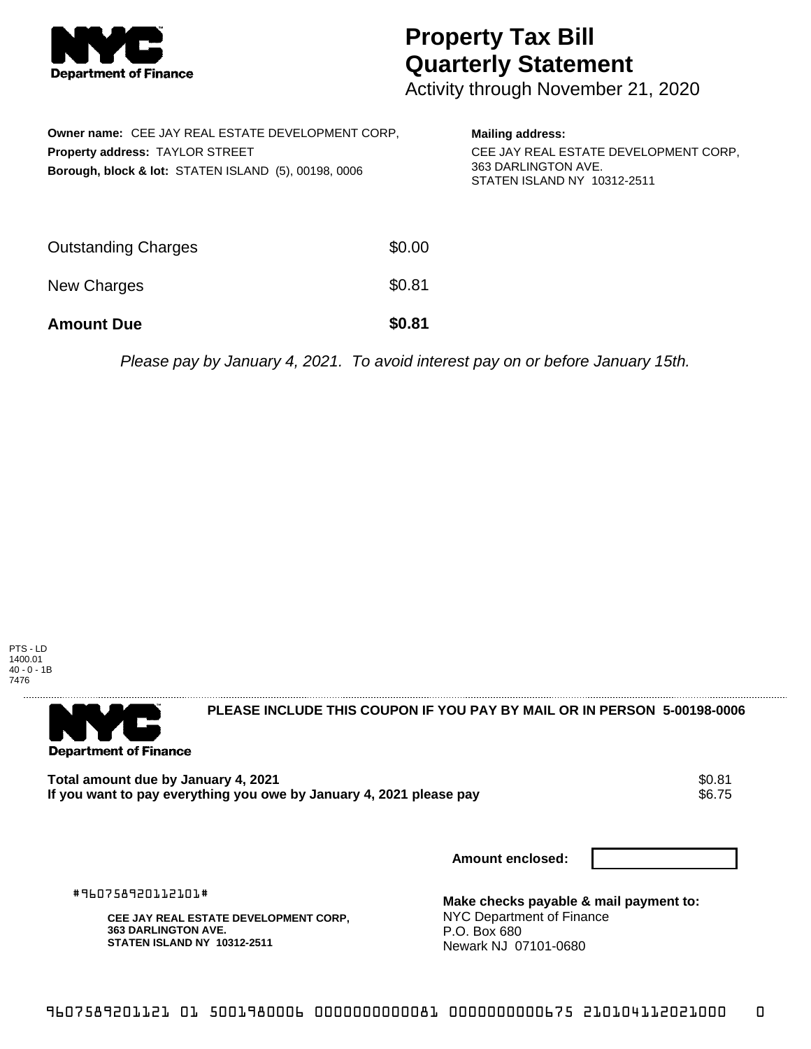# Property Tax Bill Quarterly Statement

Activity through November 21, 2020

**Owner name:** CEE JAY REAL ESTATE DEVELOPMENT CORP,
**Property address:** TAYLOR STREET
**Borough, block & lot:** STATEN ISLAND (5), 00198, 0006

**Mailing address:**
CEE JAY REAL ESTATE DEVELOPMENT CORP,
363 DARLINGTON AVE.
STATEN ISLAND NY 10312-2511

| | |
|---|---|
| Outstanding Charges | $0.00 |
| New Charges | $0.81 |
| **Amount Due** | **$0.81** |

*Please pay by January 4, 2021. To avoid interest pay on or before January 15th.*

PTS - LD
1400.01
40 - 0 - 1B
7476

**PLEASE INCLUDE THIS COUPON IF YOU PAY BY MAIL OR IN PERSON 5-00198-0006**

**Total amount due by January 4, 2021** $0.81
**If you want to pay everything you owe by January 4, 2021 please pay** $6.75

**Amount enclosed:**

#960758920112101#

**CEE JAY REAL ESTATE DEVELOPMENT CORP,**
**363 DARLINGTON AVE.**
**STATEN ISLAND NY 10312-2511**

**Make checks payable & mail payment to:**
NYC Department of Finance
P.O. Box 680
Newark NJ 07101-0680

9607589201121 01 5001980006 0000000000081 0000000000675 210104112021000 0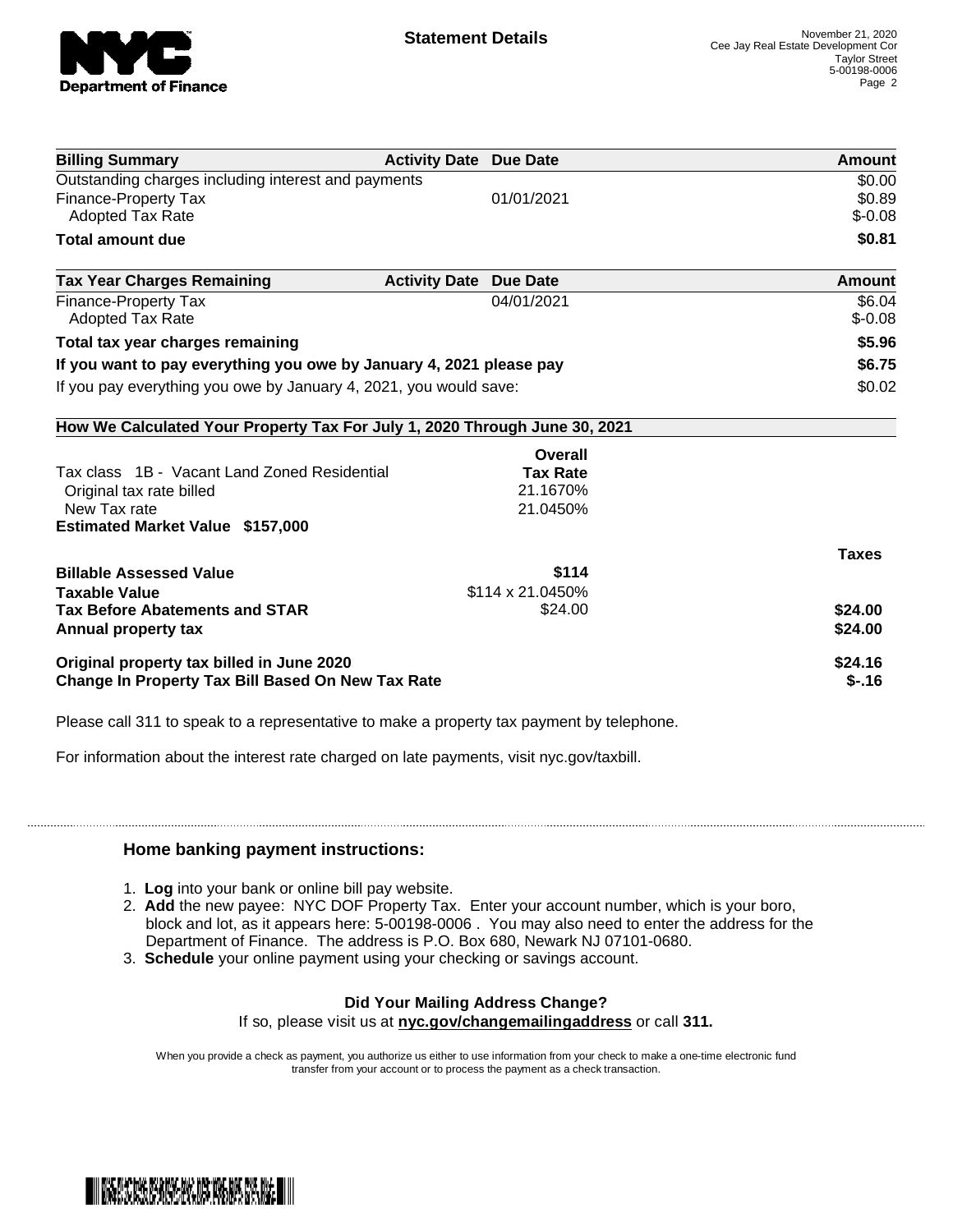**Statement Details**

November 21, 2020
Cee Jay Real Estate Development Cor
Taylor Street
5-00198-0006

| Billing Summary | Activity Date | Due Date | Amount |
| --- | --- | --- | --- |
| Outstanding charges including interest and payments | | | $0.00 |
| Finance-Property Tax | | 01/01/2021 | $0.89 |
| Adopted Tax Rate | | | $-0.08 |
| **Total amount due** | | | **$0.81** |

| Tax Year Charges Remaining | Activity Date | Due Date | Amount |
| --- | --- | --- | --- |
| Finance-Property Tax | | 04/01/2021 | $6.04 |
| Adopted Tax Rate | | | $-0.08 |
| **Total tax year charges remaining** | | | **$5.96** |
| **If you want to pay everything you owe by January 4, 2021 please pay** | | | **$6.75** |
| If you pay everything you owe by January 4, 2021, you would save: | | | $0.02 |

**How We Calculated Your Property Tax For July 1, 2020 Through June 30, 2021**

| | Overall Tax Rate | Taxes |
| --- | --- | --- |
| Tax class 1B - Vacant Land Zoned Residential | | |
| Original tax rate billed | 21.1670% | |
| New Tax rate | 21.0450% | |
| **Estimated Market Value $157,000** | | |
| **Billable Assessed Value** | **$114** | |
| **Taxable Value** | $114 x 21.0450% | |
| **Tax Before Abatements and STAR** | $24.00 | **$24.00** |
| **Annual property tax** | | **$24.00** |
| **Original property tax billed in June 2020** | | **$24.16** |
| **Change In Property Tax Bill Based On New Tax Rate** | | **$-.16** |

Please call 311 to speak to a representative to make a property tax payment by telephone.

For information about the interest rate charged on late payments, visit nyc.gov/taxbill.

### Home banking payment instructions:

1. **Log** into your bank or online bill pay website.
2. **Add** the new payee: NYC DOF Property Tax. Enter your account number, which is your boro, block and lot, as it appears here: 5-00198-0006 . You may also need to enter the address for the Department of Finance. The address is P.O. Box 680, Newark NJ 07101-0680.
3. **Schedule** your online payment using your checking or savings account.

**Did Your Mailing Address Change?**

If so, please visit us at **nyc.gov/changemailingaddress** or call **311.**

When you provide a check as payment, you authorize us either to use information from your check to make a one-time electronic fund transfer from your account or to process the payment as a check transaction.